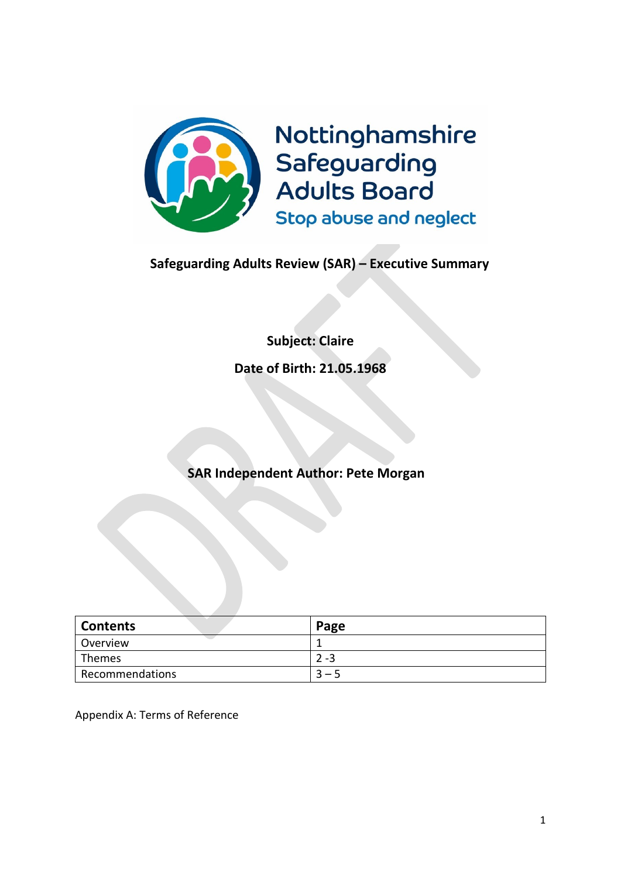Nottinghamshire Safeguarding Adults Board

Stop abuse and neglect

**Safeguarding Adults Review (SAR) – Executive Summary**

**Subject: Claire**

**Date of Birth: 21.05.1968**

**SAR Independent Author: Pete Morgan**

| Contents | Page |
|---|---|
| Overview | 1 |
| Themes | 2 -3 |
| Recommendations | 3 – 5 |

Appendix A: Terms of Reference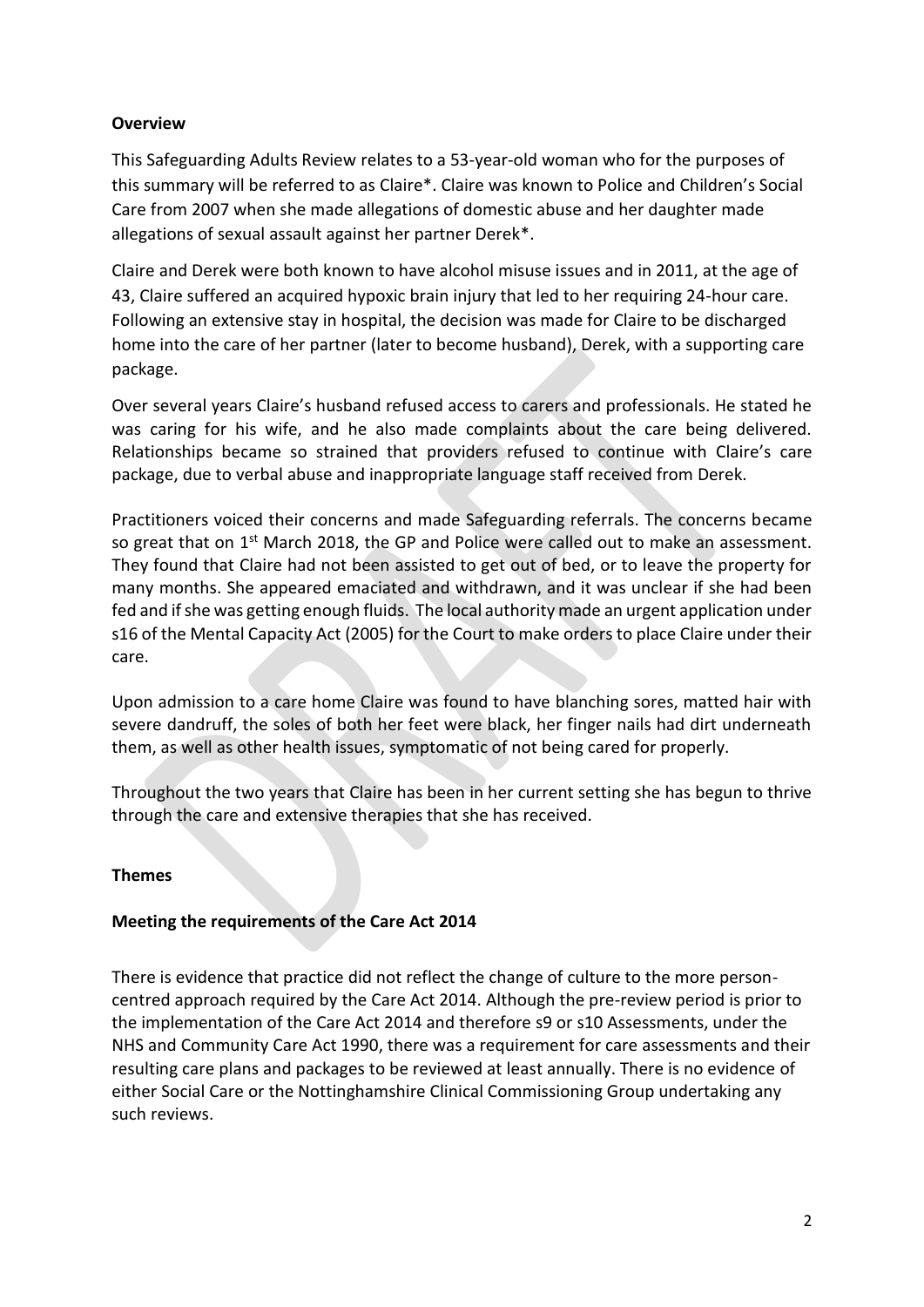**Overview**

This Safeguarding Adults Review relates to a 53-year-old woman who for the purposes of this summary will be referred to as Claire*. Claire was known to Police and Children's Social Care from 2007 when she made allegations of domestic abuse and her daughter made allegations of sexual assault against her partner Derek*.

Claire and Derek were both known to have alcohol misuse issues and in 2011, at the age of 43, Claire suffered an acquired hypoxic brain injury that led to her requiring 24-hour care. Following an extensive stay in hospital, the decision was made for Claire to be discharged home into the care of her partner (later to become husband), Derek, with a supporting care package.

Over several years Claire's husband refused access to carers and professionals. He stated he was caring for his wife, and he also made complaints about the care being delivered. Relationships became so strained that providers refused to continue with Claire's care package, due to verbal abuse and inappropriate language staff received from Derek.

Practitioners voiced their concerns and made Safeguarding referrals. The concerns became so great that on 1st March 2018, the GP and Police were called out to make an assessment. They found that Claire had not been assisted to get out of bed, or to leave the property for many months. She appeared emaciated and withdrawn, and it was unclear if she had been fed and if she was getting enough fluids. The local authority made an urgent application under s16 of the Mental Capacity Act (2005) for the Court to make orders to place Claire under their care.

Upon admission to a care home Claire was found to have blanching sores, matted hair with severe dandruff, the soles of both her feet were black, her finger nails had dirt underneath them, as well as other health issues, symptomatic of not being cared for properly.

Throughout the two years that Claire has been in her current setting she has begun to thrive through the care and extensive therapies that she has received.

**Themes**

**Meeting the requirements of the Care Act 2014**

There is evidence that practice did not reflect the change of culture to the more person-centred approach required by the Care Act 2014. Although the pre-review period is prior to the implementation of the Care Act 2014 and therefore s9 or s10 Assessments, under the NHS and Community Care Act 1990, there was a requirement for care assessments and their resulting care plans and packages to be reviewed at least annually. There is no evidence of either Social Care or the Nottinghamshire Clinical Commissioning Group undertaking any such reviews.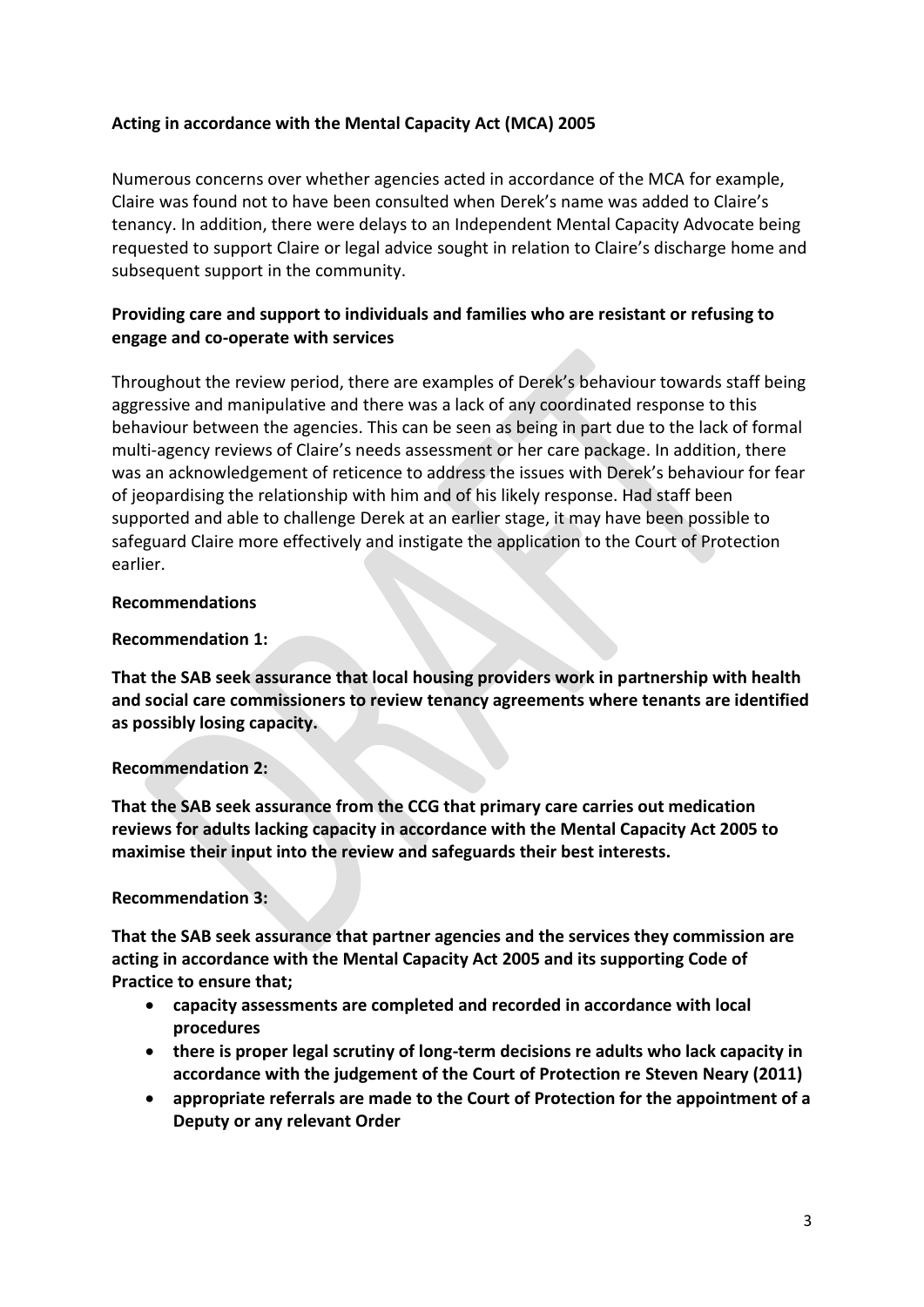**Acting in accordance with the Mental Capacity Act (MCA) 2005**

Numerous concerns over whether agencies acted in accordance of the MCA for example, Claire was found not to have been consulted when Derek's name was added to Claire's tenancy. In addition, there were delays to an Independent Mental Capacity Advocate being requested to support Claire or legal advice sought in relation to Claire's discharge home and subsequent support in the community.

**Providing care and support to individuals and families who are resistant or refusing to engage and co-operate with services**

Throughout the review period, there are examples of Derek's behaviour towards staff being aggressive and manipulative and there was a lack of any coordinated response to this behaviour between the agencies. This can be seen as being in part due to the lack of formal multi-agency reviews of Claire's needs assessment or her care package. In addition, there was an acknowledgement of reticence to address the issues with Derek's behaviour for fear of jeopardising the relationship with him and of his likely response. Had staff been supported and able to challenge Derek at an earlier stage, it may have been possible to safeguard Claire more effectively and instigate the application to the Court of Protection earlier.

**Recommendations**

**Recommendation 1:**

**That the SAB seek assurance that local housing providers work in partnership with health and social care commissioners to review tenancy agreements where tenants are identified as possibly losing capacity.**

**Recommendation 2:**

**That the SAB seek assurance from the CCG that primary care carries out medication reviews for adults lacking capacity in accordance with the Mental Capacity Act 2005 to maximise their input into the review and safeguards their best interests.**

**Recommendation 3:**

**That the SAB seek assurance that partner agencies and the services they commission are acting in accordance with the Mental Capacity Act 2005 and its supporting Code of Practice to ensure that;**

- **capacity assessments are completed and recorded in accordance with local procedures**
- **there is proper legal scrutiny of long-term decisions re adults who lack capacity in accordance with the judgement of the Court of Protection re Steven Neary (2011)**
- **appropriate referrals are made to the Court of Protection for the appointment of a Deputy or any relevant Order**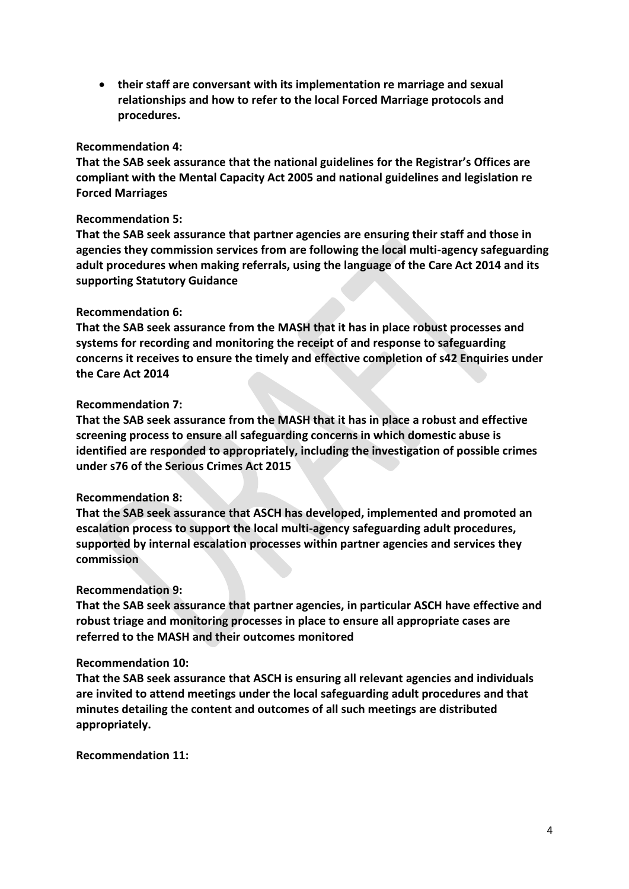- **their staff are conversant with its implementation re marriage and sexual relationships and how to refer to the local Forced Marriage protocols and procedures.**

**Recommendation 4:**
**That the SAB seek assurance that the national guidelines for the Registrar's Offices are compliant with the Mental Capacity Act 2005 and national guidelines and legislation re Forced Marriages**

**Recommendation 5:**
**That the SAB seek assurance that partner agencies are ensuring their staff and those in agencies they commission services from are following the local multi-agency safeguarding adult procedures when making referrals, using the language of the Care Act 2014 and its supporting Statutory Guidance**

**Recommendation 6:**
**That the SAB seek assurance from the MASH that it has in place robust processes and systems for recording and monitoring the receipt of and response to safeguarding concerns it receives to ensure the timely and effective completion of s42 Enquiries under the Care Act 2014**

**Recommendation 7:**
**That the SAB seek assurance from the MASH that it has in place a robust and effective screening process to ensure all safeguarding concerns in which domestic abuse is identified are responded to appropriately, including the investigation of possible crimes under s76 of the Serious Crimes Act 2015**

**Recommendation 8:**
**That the SAB seek assurance that ASCH has developed, implemented and promoted an escalation process to support the local multi-agency safeguarding adult procedures, supported by internal escalation processes within partner agencies and services they commission**

**Recommendation 9:**
**That the SAB seek assurance that partner agencies, in particular ASCH have effective and robust triage and monitoring processes in place to ensure all appropriate cases are referred to the MASH and their outcomes monitored**

**Recommendation 10:**
**That the SAB seek assurance that ASCH is ensuring all relevant agencies and individuals are invited to attend meetings under the local safeguarding adult procedures and that minutes detailing the content and outcomes of all such meetings are distributed appropriately.**

**Recommendation 11:**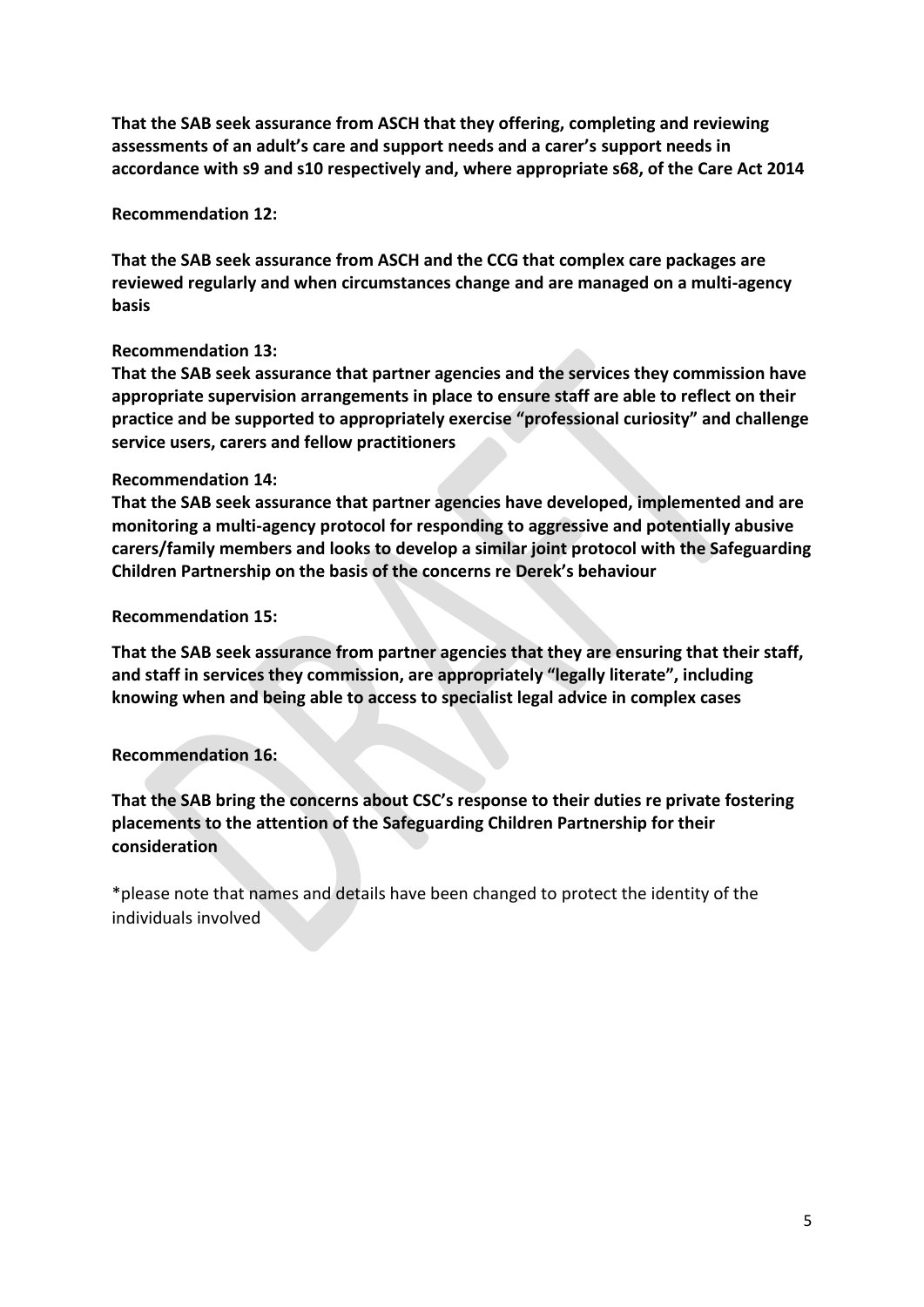**That the SAB seek assurance from ASCH that they offering, completing and reviewing assessments of an adult's care and support needs and a carer's support needs in accordance with s9 and s10 respectively and, where appropriate s68, of the Care Act 2014**

**Recommendation 12:**

**That the SAB seek assurance from ASCH and the CCG that complex care packages are reviewed regularly and when circumstances change and are managed on a multi-agency basis**

**Recommendation 13:**

**That the SAB seek assurance that partner agencies and the services they commission have appropriate supervision arrangements in place to ensure staff are able to reflect on their practice and be supported to appropriately exercise "professional curiosity" and challenge service users, carers and fellow practitioners**

**Recommendation 14:**

**That the SAB seek assurance that partner agencies have developed, implemented and are monitoring a multi-agency protocol for responding to aggressive and potentially abusive carers/family members and looks to develop a similar joint protocol with the Safeguarding Children Partnership on the basis of the concerns re Derek's behaviour**

**Recommendation 15:**

**That the SAB seek assurance from partner agencies that they are ensuring that their staff, and staff in services they commission, are appropriately "legally literate", including knowing when and being able to access to specialist legal advice in complex cases**

**Recommendation 16:**

**That the SAB bring the concerns about CSC's response to their duties re private fostering placements to the attention of the Safeguarding Children Partnership for their consideration**

*please note that names and details have been changed to protect the identity of the individuals involved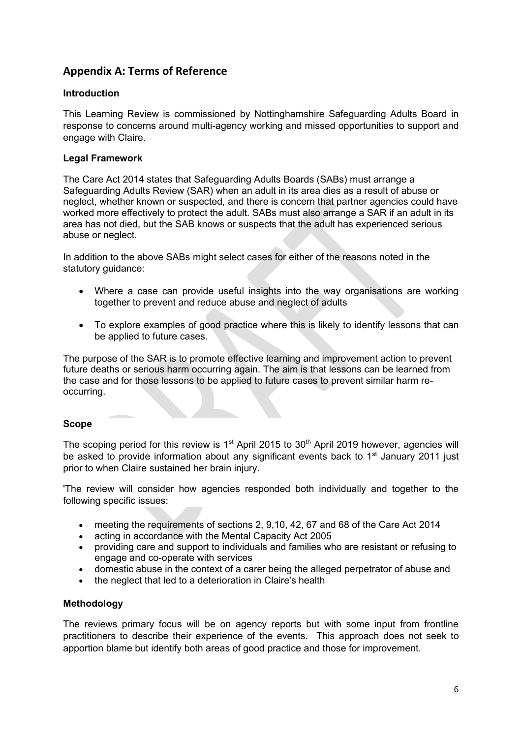## Appendix A: Terms of Reference

### Introduction

This Learning Review is commissioned by Nottinghamshire Safeguarding Adults Board in response to concerns around multi-agency working and missed opportunities to support and engage with Claire.

### Legal Framework

The Care Act 2014 states that Safeguarding Adults Boards (SABs) must arrange a Safeguarding Adults Review (SAR) when an adult in its area dies as a result of abuse or neglect, whether known or suspected, and there is concern that partner agencies could have worked more effectively to protect the adult. SABs must also arrange a SAR if an adult in its area has not died, but the SAB knows or suspects that the adult has experienced serious abuse or neglect.

In addition to the above SABs might select cases for either of the reasons noted in the statutory guidance:

- Where a case can provide useful insights into the way organisations are working together to prevent and reduce abuse and neglect of adults
- To explore examples of good practice where this is likely to identify lessons that can be applied to future cases.

The purpose of the SAR is to promote effective learning and improvement action to prevent future deaths or serious harm occurring again. The aim is that lessons can be learned from the case and for those lessons to be applied to future cases to prevent similar harm re-occurring.

### Scope

The scoping period for this review is 1st April 2015 to 30th April 2019 however, agencies will be asked to provide information about any significant events back to 1st January 2011 just prior to when Claire sustained her brain injury.

'The review will consider how agencies responded both individually and together to the following specific issues:

- meeting the requirements of sections 2, 9,10, 42, 67 and 68 of the Care Act 2014
- acting in accordance with the Mental Capacity Act 2005
- providing care and support to individuals and families who are resistant or refusing to engage and co-operate with services
- domestic abuse in the context of a carer being the alleged perpetrator of abuse and
- the neglect that led to a deterioration in Claire's health

### Methodology

The reviews primary focus will be on agency reports but with some input from frontline practitioners to describe their experience of the events. This approach does not seek to apportion blame but identify both areas of good practice and those for improvement.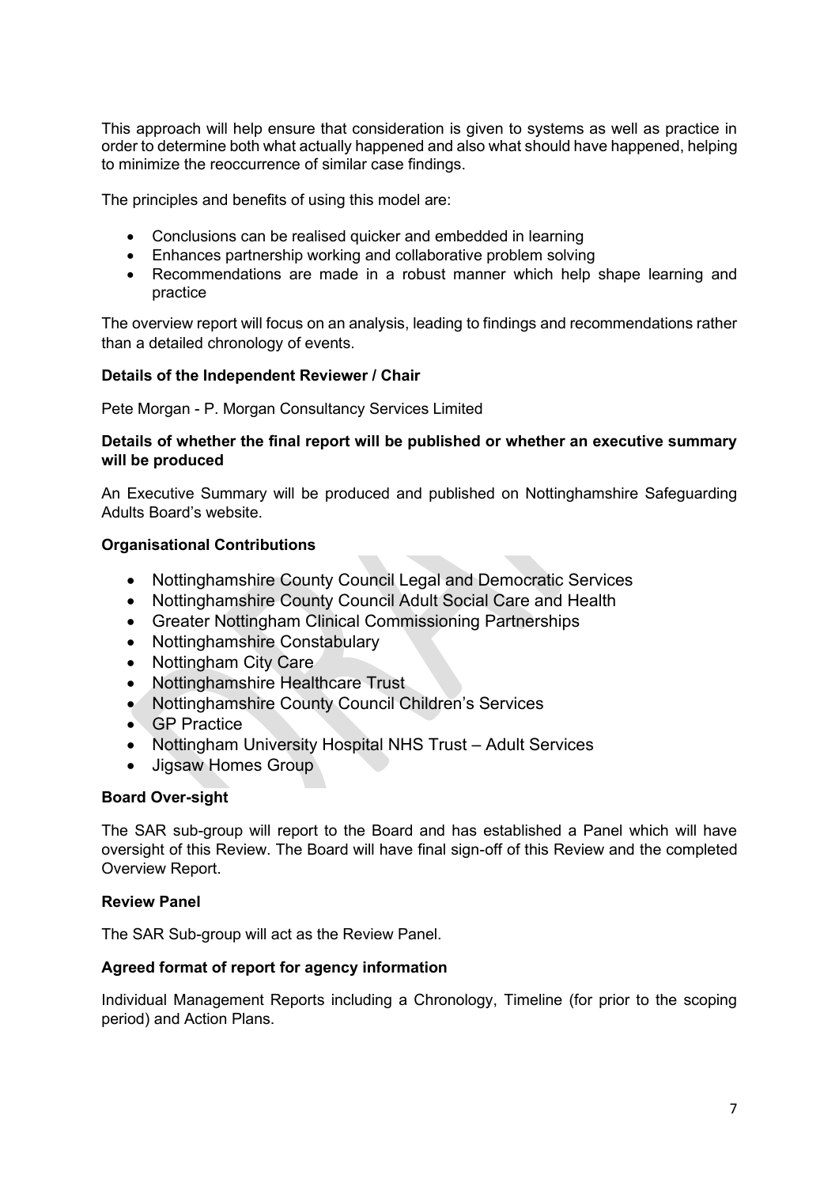This approach will help ensure that consideration is given to systems as well as practice in order to determine both what actually happened and also what should have happened, helping to minimize the reoccurrence of similar case findings.

The principles and benefits of using this model are:

- Conclusions can be realised quicker and embedded in learning
- Enhances partnership working and collaborative problem solving
- Recommendations are made in a robust manner which help shape learning and practice

The overview report will focus on an analysis, leading to findings and recommendations rather than a detailed chronology of events.

**Details of the Independent Reviewer / Chair**

Pete Morgan - P. Morgan Consultancy Services Limited

**Details of whether the final report will be published or whether an executive summary will be produced**

An Executive Summary will be produced and published on Nottinghamshire Safeguarding Adults Board's website.

**Organisational Contributions**

- Nottinghamshire County Council Legal and Democratic Services
- Nottinghamshire County Council Adult Social Care and Health
- Greater Nottingham Clinical Commissioning Partnerships
- Nottinghamshire Constabulary
- Nottingham City Care
- Nottinghamshire Healthcare Trust
- Nottinghamshire County Council Children's Services
- GP Practice
- Nottingham University Hospital NHS Trust – Adult Services
- Jigsaw Homes Group

**Board Over-sight**

The SAR sub-group will report to the Board and has established a Panel which will have oversight of this Review. The Board will have final sign-off of this Review and the completed Overview Report.

**Review Panel**

The SAR Sub-group will act as the Review Panel.

**Agreed format of report for agency information**

Individual Management Reports including a Chronology, Timeline (for prior to the scoping period) and Action Plans.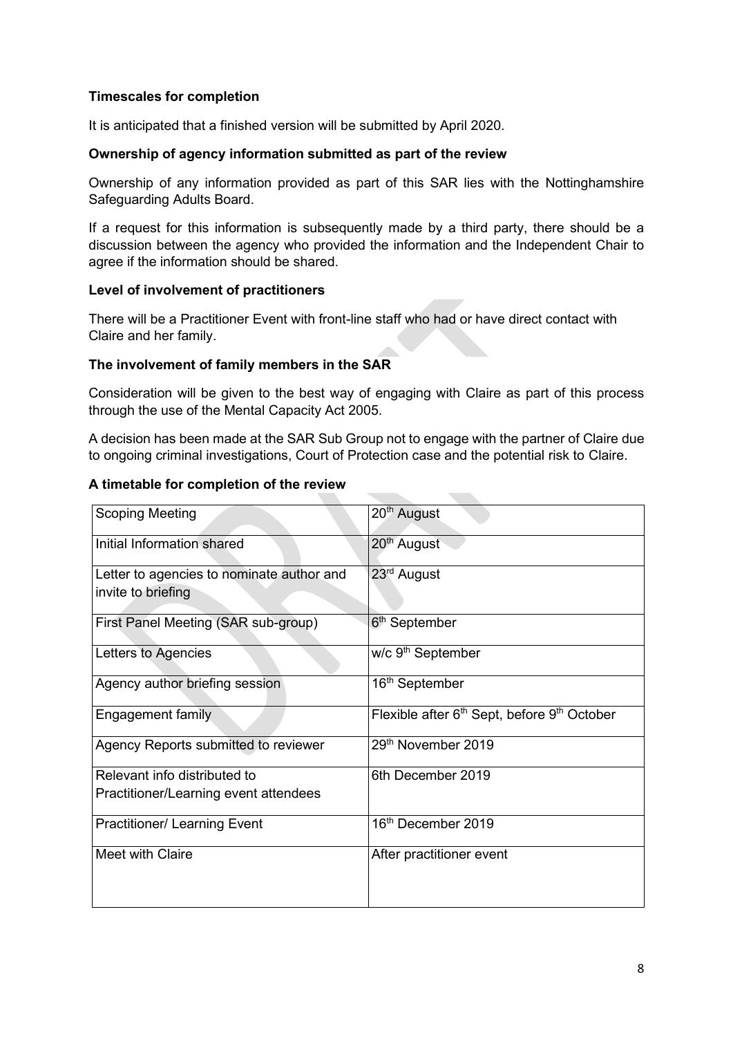**Timescales for completion**

It is anticipated that a finished version will be submitted by April 2020.

**Ownership of agency information submitted as part of the review**

Ownership of any information provided as part of this SAR lies with the Nottinghamshire Safeguarding Adults Board.

If a request for this information is subsequently made by a third party, there should be a discussion between the agency who provided the information and the Independent Chair to agree if the information should be shared.

**Level of involvement of practitioners**

There will be a Practitioner Event with front-line staff who had or have direct contact with Claire and her family.

**The involvement of family members in the SAR**

Consideration will be given to the best way of engaging with Claire as part of this process through the use of the Mental Capacity Act 2005.

A decision has been made at the SAR Sub Group not to engage with the partner of Claire due to ongoing criminal investigations, Court of Protection case and the potential risk to Claire.

**A timetable for completion of the review**

| Scoping Meeting | 20th August |
|---|---|
| Initial Information shared | 20th August |
| Letter to agencies to nominate author and invite to briefing | 23rd August |
| First Panel Meeting (SAR sub-group) | 6th September |
| Letters to Agencies | w/c 9th September |
| Agency author briefing session | 16th September |
| Engagement family | Flexible after 6th Sept, before 9th October |
| Agency Reports submitted to reviewer | 29th November 2019 |
| Relevant info distributed to Practitioner/Learning event attendees | 6th December 2019 |
| Practitioner/ Learning Event | 16th December 2019 |
| Meet with Claire | After practitioner event |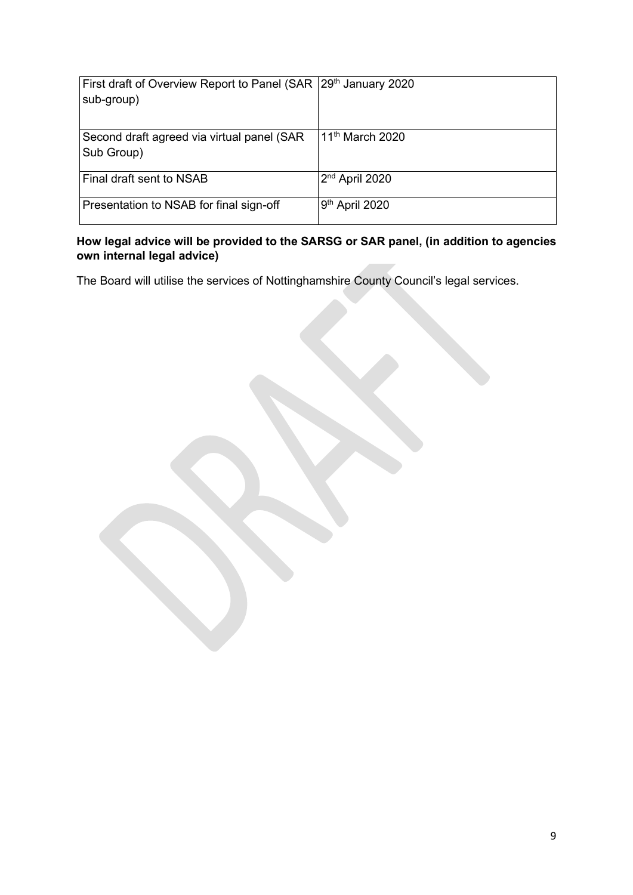| | |
|---|---|
| First draft of Overview Report to Panel (SAR sub-group) | 29th January 2020 |
| Second draft agreed via virtual panel (SAR Sub Group) | 11th March 2020 |
| Final draft sent to NSAB | 2nd April 2020 |
| Presentation to NSAB for final sign-off | 9th April 2020 |

**How legal advice will be provided to the SARSG or SAR panel, (in addition to agencies own internal legal advice)**

The Board will utilise the services of Nottinghamshire County Council's legal services.